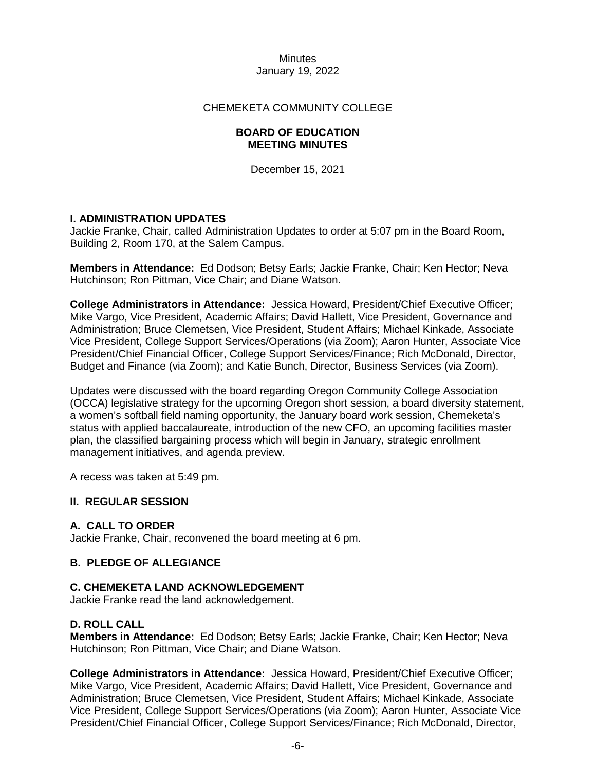Minutes
January 19, 2022

CHEMEKETA COMMUNITY COLLEGE

**BOARD OF EDUCATION**
**MEETING MINUTES**

December 15, 2021

## I. ADMINISTRATION UPDATES

Jackie Franke, Chair, called Administration Updates to order at 5:07 pm in the Board Room, Building 2, Room 170, at the Salem Campus.

**Members in Attendance:** Ed Dodson; Betsy Earls; Jackie Franke, Chair; Ken Hector; Neva Hutchinson; Ron Pittman, Vice Chair; and Diane Watson.

**College Administrators in Attendance:** Jessica Howard, President/Chief Executive Officer; Mike Vargo, Vice President, Academic Affairs; David Hallett, Vice President, Governance and Administration; Bruce Clemetsen, Vice President, Student Affairs; Michael Kinkade, Associate Vice President, College Support Services/Operations (via Zoom); Aaron Hunter, Associate Vice President/Chief Financial Officer, College Support Services/Finance; Rich McDonald, Director, Budget and Finance (via Zoom); and Katie Bunch, Director, Business Services (via Zoom).

Updates were discussed with the board regarding Oregon Community College Association (OCCA) legislative strategy for the upcoming Oregon short session, a board diversity statement, a women's softball field naming opportunity, the January board work session, Chemeketa's status with applied baccalaureate, introduction of the new CFO, an upcoming facilities master plan, the classified bargaining process which will begin in January, strategic enrollment management initiatives, and agenda preview.

A recess was taken at 5:49 pm.

## II. REGULAR SESSION

### A. CALL TO ORDER

Jackie Franke, Chair, reconvened the board meeting at 6 pm.

### B. PLEDGE OF ALLEGIANCE

### C. CHEMEKETA LAND ACKNOWLEDGEMENT

Jackie Franke read the land acknowledgement.

### D. ROLL CALL

**Members in Attendance:** Ed Dodson; Betsy Earls; Jackie Franke, Chair; Ken Hector; Neva Hutchinson; Ron Pittman, Vice Chair; and Diane Watson.

**College Administrators in Attendance:** Jessica Howard, President/Chief Executive Officer; Mike Vargo, Vice President, Academic Affairs; David Hallett, Vice President, Governance and Administration; Bruce Clemetsen, Vice President, Student Affairs; Michael Kinkade, Associate Vice President, College Support Services/Operations (via Zoom); Aaron Hunter, Associate Vice President/Chief Financial Officer, College Support Services/Finance; Rich McDonald, Director,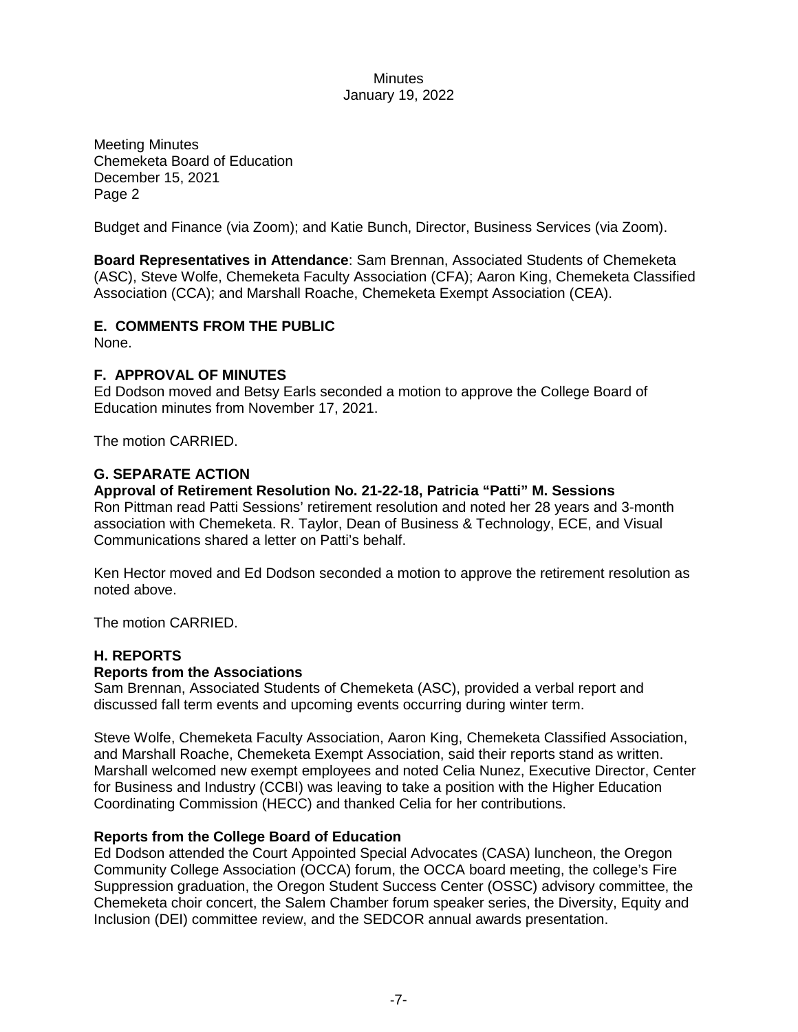Meeting Minutes
Chemeketa Board of Education
December 15, 2021
Page 2

Budget and Finance (via Zoom); and Katie Bunch, Director, Business Services (via Zoom).

**Board Representatives in Attendance**: Sam Brennan, Associated Students of Chemeketa (ASC), Steve Wolfe, Chemeketa Faculty Association (CFA); Aaron King, Chemeketa Classified Association (CCA); and Marshall Roache, Chemeketa Exempt Association (CEA).

## E. COMMENTS FROM THE PUBLIC

None.

## F. APPROVAL OF MINUTES

Ed Dodson moved and Betsy Earls seconded a motion to approve the College Board of Education minutes from November 17, 2021.

The motion CARRIED.

## G. SEPARATE ACTION

**Approval of Retirement Resolution No. 21-22-18, Patricia "Patti" M. Sessions**

Ron Pittman read Patti Sessions' retirement resolution and noted her 28 years and 3-month association with Chemeketa. R. Taylor, Dean of Business & Technology, ECE, and Visual Communications shared a letter on Patti's behalf.

Ken Hector moved and Ed Dodson seconded a motion to approve the retirement resolution as noted above.

The motion CARRIED.

## H. REPORTS

**Reports from the Associations**

Sam Brennan, Associated Students of Chemeketa (ASC), provided a verbal report and discussed fall term events and upcoming events occurring during winter term.

Steve Wolfe, Chemeketa Faculty Association, Aaron King, Chemeketa Classified Association, and Marshall Roache, Chemeketa Exempt Association, said their reports stand as written. Marshall welcomed new exempt employees and noted Celia Nunez, Executive Director, Center for Business and Industry (CCBI) was leaving to take a position with the Higher Education Coordinating Commission (HECC) and thanked Celia for her contributions.

**Reports from the College Board of Education**

Ed Dodson attended the Court Appointed Special Advocates (CASA) luncheon, the Oregon Community College Association (OCCA) forum, the OCCA board meeting, the college's Fire Suppression graduation, the Oregon Student Success Center (OSSC) advisory committee, the Chemeketa choir concert, the Salem Chamber forum speaker series, the Diversity, Equity and Inclusion (DEI) committee review, and the SEDCOR annual awards presentation.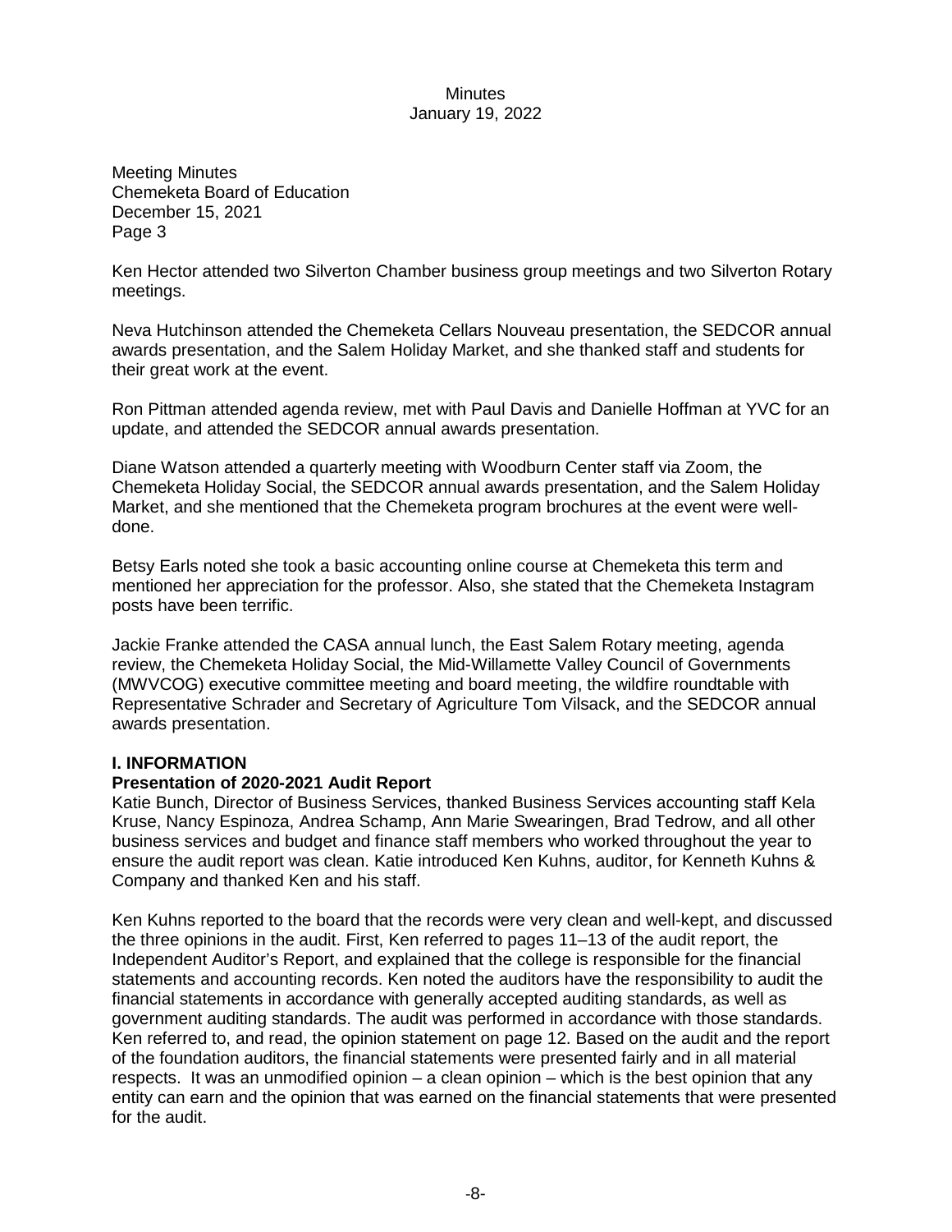Meeting Minutes
Chemeketa Board of Education
December 15, 2021
Page 3

Ken Hector attended two Silverton Chamber business group meetings and two Silverton Rotary meetings.

Neva Hutchinson attended the Chemeketa Cellars Nouveau presentation, the SEDCOR annual awards presentation, and the Salem Holiday Market, and she thanked staff and students for their great work at the event.

Ron Pittman attended agenda review, met with Paul Davis and Danielle Hoffman at YVC for an update, and attended the SEDCOR annual awards presentation.

Diane Watson attended a quarterly meeting with Woodburn Center staff via Zoom, the Chemeketa Holiday Social, the SEDCOR annual awards presentation, and the Salem Holiday Market, and she mentioned that the Chemeketa program brochures at the event were well-done.

Betsy Earls noted she took a basic accounting online course at Chemeketa this term and mentioned her appreciation for the professor. Also, she stated that the Chemeketa Instagram posts have been terrific.

Jackie Franke attended the CASA annual lunch, the East Salem Rotary meeting, agenda review, the Chemeketa Holiday Social, the Mid-Willamette Valley Council of Governments (MWVCOG) executive committee meeting and board meeting, the wildfire roundtable with Representative Schrader and Secretary of Agriculture Tom Vilsack, and the SEDCOR annual awards presentation.

## I. INFORMATION

### Presentation of 2020-2021 Audit Report

Katie Bunch, Director of Business Services, thanked Business Services accounting staff Kela Kruse, Nancy Espinoza, Andrea Schamp, Ann Marie Swearingen, Brad Tedrow, and all other business services and budget and finance staff members who worked throughout the year to ensure the audit report was clean. Katie introduced Ken Kuhns, auditor, for Kenneth Kuhns & Company and thanked Ken and his staff.

Ken Kuhns reported to the board that the records were very clean and well-kept, and discussed the three opinions in the audit. First, Ken referred to pages 11–13 of the audit report, the Independent Auditor's Report, and explained that the college is responsible for the financial statements and accounting records. Ken noted the auditors have the responsibility to audit the financial statements in accordance with generally accepted auditing standards, as well as government auditing standards. The audit was performed in accordance with those standards. Ken referred to, and read, the opinion statement on page 12. Based on the audit and the report of the foundation auditors, the financial statements were presented fairly and in all material respects. It was an unmodified opinion – a clean opinion – which is the best opinion that any entity can earn and the opinion that was earned on the financial statements that were presented for the audit.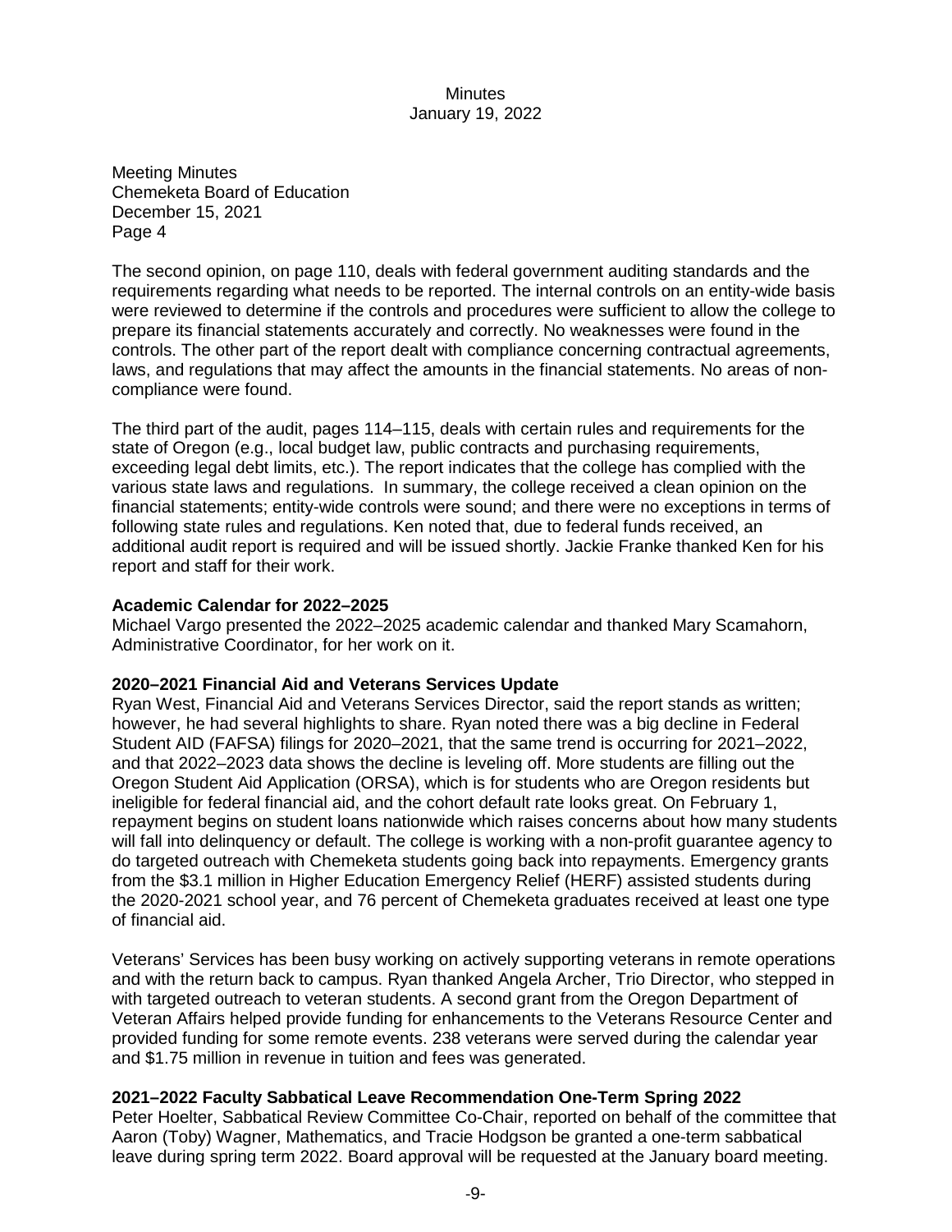Meeting Minutes
Chemeketa Board of Education
December 15, 2021
Page 4

The second opinion, on page 110, deals with federal government auditing standards and the requirements regarding what needs to be reported. The internal controls on an entity-wide basis were reviewed to determine if the controls and procedures were sufficient to allow the college to prepare its financial statements accurately and correctly. No weaknesses were found in the controls. The other part of the report dealt with compliance concerning contractual agreements, laws, and regulations that may affect the amounts in the financial statements. No areas of non-compliance were found.

The third part of the audit, pages 114–115, deals with certain rules and requirements for the state of Oregon (e.g., local budget law, public contracts and purchasing requirements, exceeding legal debt limits, etc.). The report indicates that the college has complied with the various state laws and regulations. In summary, the college received a clean opinion on the financial statements; entity-wide controls were sound; and there were no exceptions in terms of following state rules and regulations. Ken noted that, due to federal funds received, an additional audit report is required and will be issued shortly. Jackie Franke thanked Ken for his report and staff for their work.

**Academic Calendar for 2022–2025**
Michael Vargo presented the 2022–2025 academic calendar and thanked Mary Scamahorn, Administrative Coordinator, for her work on it.

**2020–2021 Financial Aid and Veterans Services Update**
Ryan West, Financial Aid and Veterans Services Director, said the report stands as written; however, he had several highlights to share. Ryan noted there was a big decline in Federal Student AID (FAFSA) filings for 2020–2021, that the same trend is occurring for 2021–2022, and that 2022–2023 data shows the decline is leveling off. More students are filling out the Oregon Student Aid Application (ORSA), which is for students who are Oregon residents but ineligible for federal financial aid, and the cohort default rate looks great. On February 1, repayment begins on student loans nationwide which raises concerns about how many students will fall into delinquency or default. The college is working with a non-profit guarantee agency to do targeted outreach with Chemeketa students going back into repayments. Emergency grants from the $3.1 million in Higher Education Emergency Relief (HERF) assisted students during the 2020-2021 school year, and 76 percent of Chemeketa graduates received at least one type of financial aid.

Veterans' Services has been busy working on actively supporting veterans in remote operations and with the return back to campus. Ryan thanked Angela Archer, Trio Director, who stepped in with targeted outreach to veteran students. A second grant from the Oregon Department of Veteran Affairs helped provide funding for enhancements to the Veterans Resource Center and provided funding for some remote events. 238 veterans were served during the calendar year and $1.75 million in revenue in tuition and fees was generated.

**2021–2022 Faculty Sabbatical Leave Recommendation One-Term Spring 2022**
Peter Hoelter, Sabbatical Review Committee Co-Chair, reported on behalf of the committee that Aaron (Toby) Wagner, Mathematics, and Tracie Hodgson be granted a one-term sabbatical leave during spring term 2022. Board approval will be requested at the January board meeting.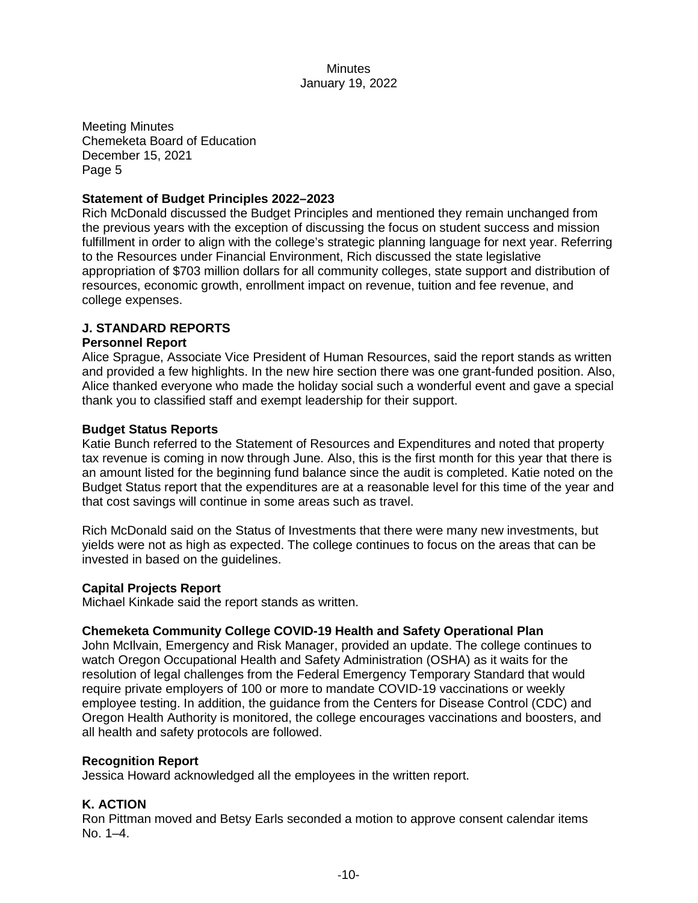Meeting Minutes
Chemeketa Board of Education
December 15, 2021
Page 5

**Statement of Budget Principles 2022–2023**
Rich McDonald discussed the Budget Principles and mentioned they remain unchanged from the previous years with the exception of discussing the focus on student success and mission fulfillment in order to align with the college's strategic planning language for next year. Referring to the Resources under Financial Environment, Rich discussed the state legislative appropriation of $703 million dollars for all community colleges, state support and distribution of resources, economic growth, enrollment impact on revenue, tuition and fee revenue, and college expenses.

## J. STANDARD REPORTS

**Personnel Report**
Alice Sprague, Associate Vice President of Human Resources, said the report stands as written and provided a few highlights. In the new hire section there was one grant-funded position. Also, Alice thanked everyone who made the holiday social such a wonderful event and gave a special thank you to classified staff and exempt leadership for their support.

**Budget Status Reports**
Katie Bunch referred to the Statement of Resources and Expenditures and noted that property tax revenue is coming in now through June. Also, this is the first month for this year that there is an amount listed for the beginning fund balance since the audit is completed. Katie noted on the Budget Status report that the expenditures are at a reasonable level for this time of the year and that cost savings will continue in some areas such as travel.

Rich McDonald said on the Status of Investments that there were many new investments, but yields were not as high as expected. The college continues to focus on the areas that can be invested in based on the guidelines.

**Capital Projects Report**
Michael Kinkade said the report stands as written.

**Chemeketa Community College COVID-19 Health and Safety Operational Plan**
John McIlvain, Emergency and Risk Manager, provided an update. The college continues to watch Oregon Occupational Health and Safety Administration (OSHA) as it waits for the resolution of legal challenges from the Federal Emergency Temporary Standard that would require private employers of 100 or more to mandate COVID-19 vaccinations or weekly employee testing. In addition, the guidance from the Centers for Disease Control (CDC) and Oregon Health Authority is monitored, the college encourages vaccinations and boosters, and all health and safety protocols are followed.

**Recognition Report**
Jessica Howard acknowledged all the employees in the written report.

## K. ACTION

Ron Pittman moved and Betsy Earls seconded a motion to approve consent calendar items No. 1–4.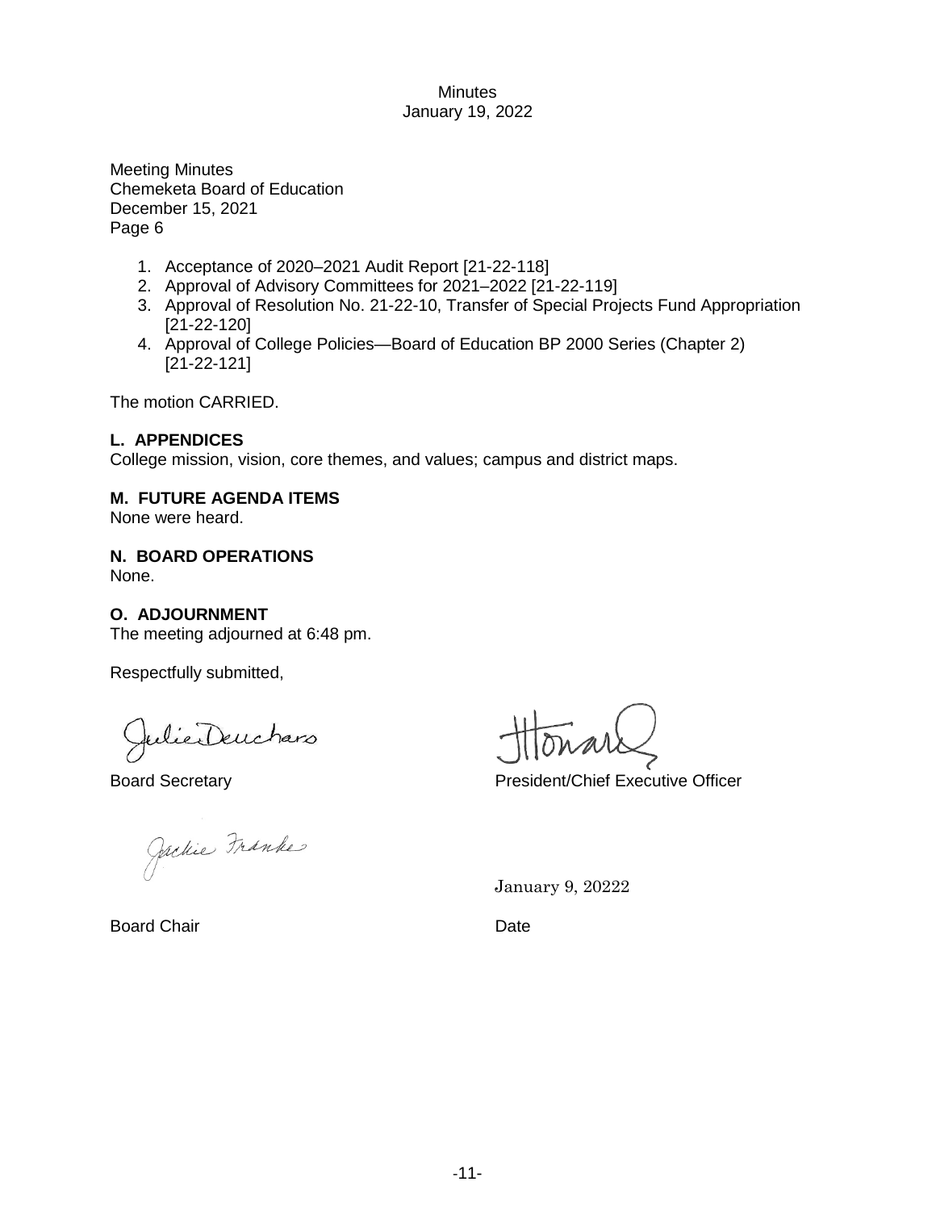Meeting Minutes
Chemeketa Board of Education
December 15, 2021
Page 6

1. Acceptance of 2020–2021 Audit Report [21-22-118]
2. Approval of Advisory Committees for 2021–2022 [21-22-119]
3. Approval of Resolution No. 21-22-10, Transfer of Special Projects Fund Appropriation [21-22-120]
4. Approval of College Policies—Board of Education BP 2000 Series (Chapter 2) [21-22-121]

The motion CARRIED.

**L. APPENDICES**
College mission, vision, core themes, and values; campus and district maps.

**M. FUTURE AGENDA ITEMS**
None were heard.

**N. BOARD OPERATIONS**
None.

**O. ADJOURNMENT**
The meeting adjourned at 6:48 pm.

Respectfully submitted,

Julie Deuchars

Board Secretary

J Honan

President/Chief Executive Officer

Jackie Franke

Board Chair

January 9, 20222

Date